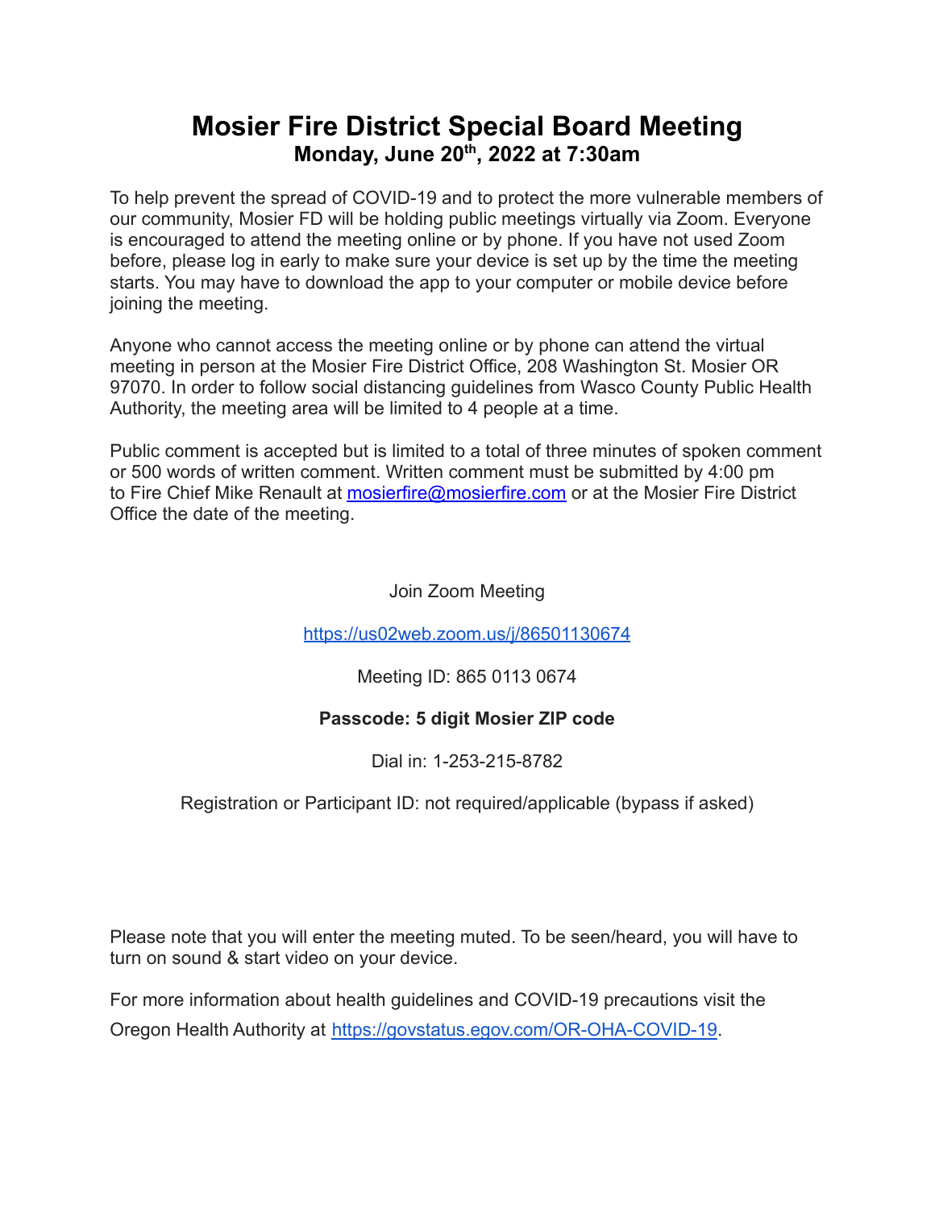# Mosier Fire District Special Board Meeting

**Monday, June 20th, 2022 at 7:30am**

To help prevent the spread of COVID-19 and to protect the more vulnerable members of our community, Mosier FD will be holding public meetings virtually via Zoom. Everyone is encouraged to attend the meeting online or by phone. If you have not used Zoom before, please log in early to make sure your device is set up by the time the meeting starts. You may have to download the app to your computer or mobile device before joining the meeting.

Anyone who cannot access the meeting online or by phone can attend the virtual meeting in person at the Mosier Fire District Office, 208 Washington St. Mosier OR 97070. In order to follow social distancing guidelines from Wasco County Public Health Authority, the meeting area will be limited to 4 people at a time.

Public comment is accepted but is limited to a total of three minutes of spoken comment or 500 words of written comment. Written comment must be submitted by 4:00 pm to Fire Chief Mike Renault at mosierfire@mosierfire.com or at the Mosier Fire District Office the date of the meeting.

Join Zoom Meeting

https://us02web.zoom.us/j/86501130674

Meeting ID: 865 0113 0674

**Passcode: 5 digit Mosier ZIP code**

Dial in: 1-253-215-8782

Registration or Participant ID: not required/applicable (bypass if asked)

Please note that you will enter the meeting muted. To be seen/heard, you will have to turn on sound & start video on your device.

For more information about health guidelines and COVID-19 precautions visit the Oregon Health Authority at https://govstatus.egov.com/OR-OHA-COVID-19.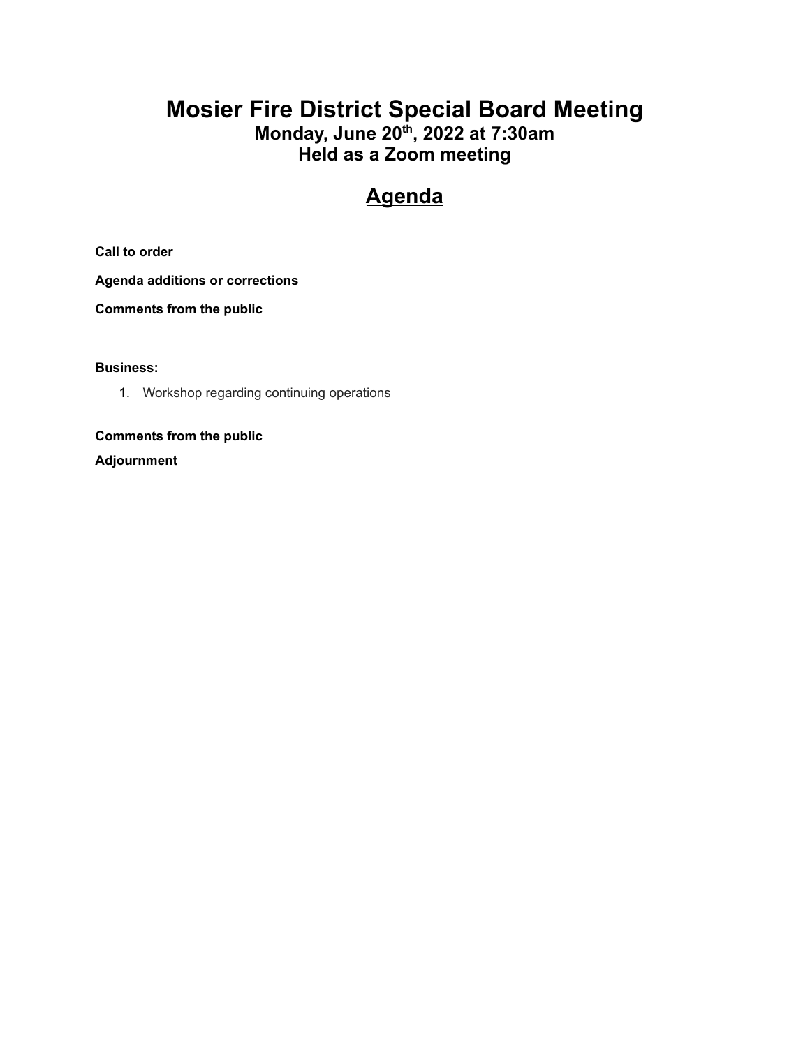# Mosier Fire District Special Board Meeting

### Monday, June 20th, 2022 at 7:30am
### Held as a Zoom meeting

## <u>Agenda</u>

**Call to order**

**Agenda additions or corrections**

**Comments from the public**

**Business:**

1. Workshop regarding continuing operations

**Comments from the public**

**Adjournment**